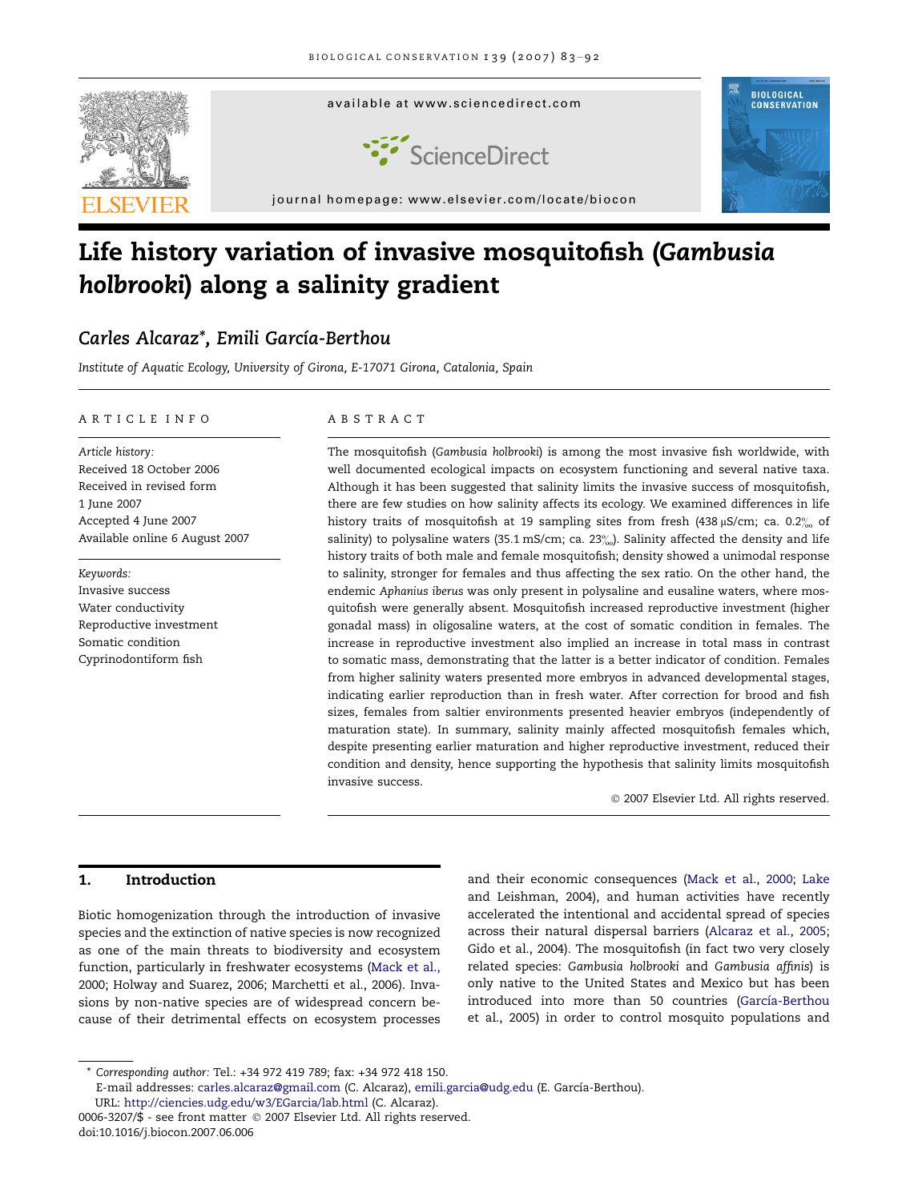# Life history variation of invasive mosquitofish (*Gambusia holbrooki*) along a salinity gradient

*Carles Alcaraz*\*, *Emili García-Berthou*

*Institute of Aquatic Ecology, University of Girona, E-17071 Girona, Catalonia, Spain*

## ARTICLE INFO

*Article history:*
Received 18 October 2006
Received in revised form
1 June 2007
Accepted 4 June 2007
Available online 6 August 2007

*Keywords:*
Invasive success
Water conductivity
Reproductive investment
Somatic condition
Cyprinodontiform fish

## ABSTRACT

The mosquitofish (*Gambusia holbrooki*) is among the most invasive fish worldwide, with well documented ecological impacts on ecosystem functioning and several native taxa. Although it has been suggested that salinity limits the invasive success of mosquitofish, there are few studies on how salinity affects its ecology. We examined differences in life history traits of mosquitofish at 19 sampling sites from fresh (438 μS/cm; ca. 0.2‰ of salinity) to polysaline waters (35.1 mS/cm; ca. 23‰). Salinity affected the density and life history traits of both male and female mosquitofish; density showed a unimodal response to salinity, stronger for females and thus affecting the sex ratio. On the other hand, the endemic *Aphanius iberus* was only present in polysaline and eusaline waters, where mosquitofish were generally absent. Mosquitofish increased reproductive investment (higher gonadal mass) in oligosaline waters, at the cost of somatic condition in females. The increase in reproductive investment also implied an increase in total mass in contrast to somatic mass, demonstrating that the latter is a better indicator of condition. Females from higher salinity waters presented more embryos in advanced developmental stages, indicating earlier reproduction than in fresh water. After correction for brood and fish sizes, females from saltier environments presented heavier embryos (independently of maturation state). In summary, salinity mainly affected mosquitofish females which, despite presenting earlier maturation and higher reproductive investment, reduced their condition and density, hence supporting the hypothesis that salinity limits mosquitofish invasive success.

© 2007 Elsevier Ltd. All rights reserved.

## 1. Introduction

Biotic homogenization through the introduction of invasive species and the extinction of native species is now recognized as one of the main threats to biodiversity and ecosystem function, particularly in freshwater ecosystems (Mack et al., 2000; Holway and Suarez, 2006; Marchetti et al., 2006). Invasions by non-native species are of widespread concern because of their detrimental effects on ecosystem processes and their economic consequences (Mack et al., 2000; Lake and Leishman, 2004), and human activities have recently accelerated the intentional and accidental spread of species across their natural dispersal barriers (Alcaraz et al., 2005; Gido et al., 2004). The mosquitofish (in fact two very closely related species: *Gambusia holbrooki* and *Gambusia affinis*) is only native to the United States and Mexico but has been introduced into more than 50 countries (García-Berthou et al., 2005) in order to control mosquito populations and

\* Corresponding author: Tel.: +34 972 419 789; fax: +34 972 418 150.
E-mail addresses: carles.alcaraz@gmail.com (C. Alcaraz), emili.garcia@udg.edu (E. García-Berthou).
URL: http://ciencies.udg.edu/w3/EGarcia/lab.html (C. Alcaraz).
0006-3207/$ - see front matter © 2007 Elsevier Ltd. All rights reserved.
doi:10.1016/j.biocon.2007.06.006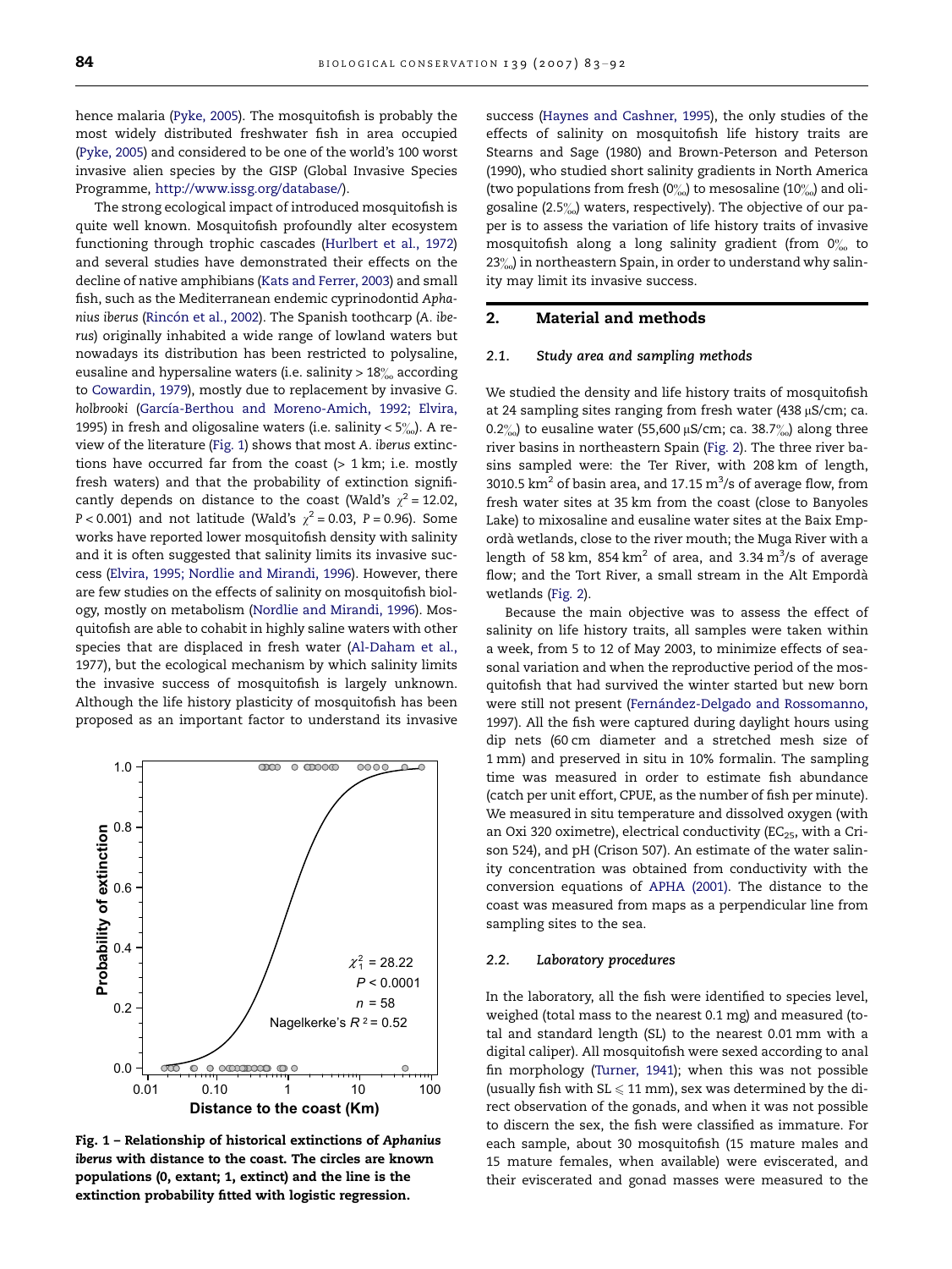hence malaria (Pyke, 2005). The mosquitofish is probably the most widely distributed freshwater fish in area occupied (Pyke, 2005) and considered to be one of the world's 100 worst invasive alien species by the GISP (Global Invasive Species Programme, http://www.issg.org/database/).

The strong ecological impact of introduced mosquitofish is quite well known. Mosquitofish profoundly alter ecosystem functioning through trophic cascades (Hurlbert et al., 1972) and several studies have demonstrated their effects on the decline of native amphibians (Kats and Ferrer, 2003) and small fish, such as the Mediterranean endemic cyprinodontid *Aphanius iberus* (Rincón et al., 2002). The Spanish toothcarp (*A. iberus*) originally inhabited a wide range of lowland waters but nowadays its distribution has been restricted to polysaline, eusaline and hypersaline waters (i.e. salinity > 18‰ according to Cowardin, 1979), mostly due to replacement by invasive *G. holbrooki* (García-Berthou and Moreno-Amich, 1992; Elvira, 1995) in fresh and oligosaline waters (i.e. salinity < 5‰). A review of the literature (Fig. 1) shows that most *A. iberus* extinctions have occurred far from the coast (> 1 km; i.e. mostly fresh waters) and that the probability of extinction significantly depends on distance to the coast (Wald's $\chi^2 = 12.02$, $P < 0.001$) and not latitude (Wald's $\chi^2 = 0.03$, $P = 0.96$). Some works have reported lower mosquitofish density with salinity and it is often suggested that salinity limits its invasive success (Elvira, 1995; Nordlie and Mirandi, 1996). However, there are few studies on the effects of salinity on mosquitofish biology, mostly on metabolism (Nordlie and Mirandi, 1996). Mosquitofish are able to cohabit in highly saline waters with other species that are displaced in fresh water (Al-Daham et al., 1977), but the ecological mechanism by which salinity limits the invasive success of mosquitofish is largely unknown. Although the life history plasticity of mosquitofish has been proposed as an important factor to understand its invasive success (Haynes and Cashner, 1995), the only studies of the effects of salinity on mosquitofish life history traits are Stearns and Sage (1980) and Brown-Peterson and Peterson (1990), who studied short salinity gradients in North America (two populations from fresh (0‰) to mesosaline (10‰) and oligosaline (2.5‰) waters, respectively). The objective of our paper is to assess the variation of life history traits of invasive mosquitofish along a long salinity gradient (from 0‰ to 23‰) in northeastern Spain, in order to understand why salinity may limit its invasive success.

**Fig. 1 – Relationship of historical extinctions of *Aphanius iberus* with distance to the coast. The circles are known populations (0, extant; 1, extinct) and the line is the extinction probability fitted with logistic regression.**

## 2. Material and methods

### 2.1. Study area and sampling methods

We studied the density and life history traits of mosquitofish at 24 sampling sites ranging from fresh water (438 μS/cm; ca. 0.2‰) to eusaline water (55,600 μS/cm; ca. 38.7‰) along three river basins in northeastern Spain (Fig. 2). The three river basins sampled were: the Ter River, with 208 km of length, 3010.5 $km^2$ of basin area, and 17.15 $m^3$/s of average flow, from fresh water sites at 35 km from the coast (close to Banyoles Lake) to mixosaline and eusaline water sites at the Baix Empordà wetlands, close to the river mouth; the Muga River with a length of 58 km, 854 $km^2$ of area, and 3.34 $m^3$/s of average flow; and the Tort River, a small stream in the Alt Empordà wetlands (Fig. 2).

Because the main objective was to assess the effect of salinity on life history traits, all samples were taken within a week, from 5 to 12 of May 2003, to minimize effects of seasonal variation and when the reproductive period of the mosquitofish that had survived the winter started but new born were still not present (Fernández-Delgado and Rossomanno, 1997). All the fish were captured during daylight hours using dip nets (60 cm diameter and a stretched mesh size of 1 mm) and preserved in situ in 10% formalin. The sampling time was measured in order to estimate fish abundance (catch per unit effort, CPUE, as the number of fish per minute). We measured in situ temperature and dissolved oxygen (with an Oxi 320 oximetre), electrical conductivity ($EC_{25}$, with a Crison 524), and pH (Crison 507). An estimate of the water salinity concentration was obtained from conductivity with the conversion equations of APHA (2001). The distance to the coast was measured from maps as a perpendicular line from sampling sites to the sea.

### 2.2. Laboratory procedures

In the laboratory, all the fish were identified to species level, weighed (total mass to the nearest 0.1 mg) and measured (total and standard length (SL) to the nearest 0.01 mm with a digital caliper). All mosquitofish were sexed according to anal fin morphology (Turner, 1941); when this was not possible (usually fish with SL ⩽ 11 mm), sex was determined by the direct observation of the gonads, and when it was not possible to discern the sex, the fish were classified as immature. For each sample, about 30 mosquitofish (15 mature males and 15 mature females, when available) were eviscerated, and their eviscerated and gonad masses were measured to the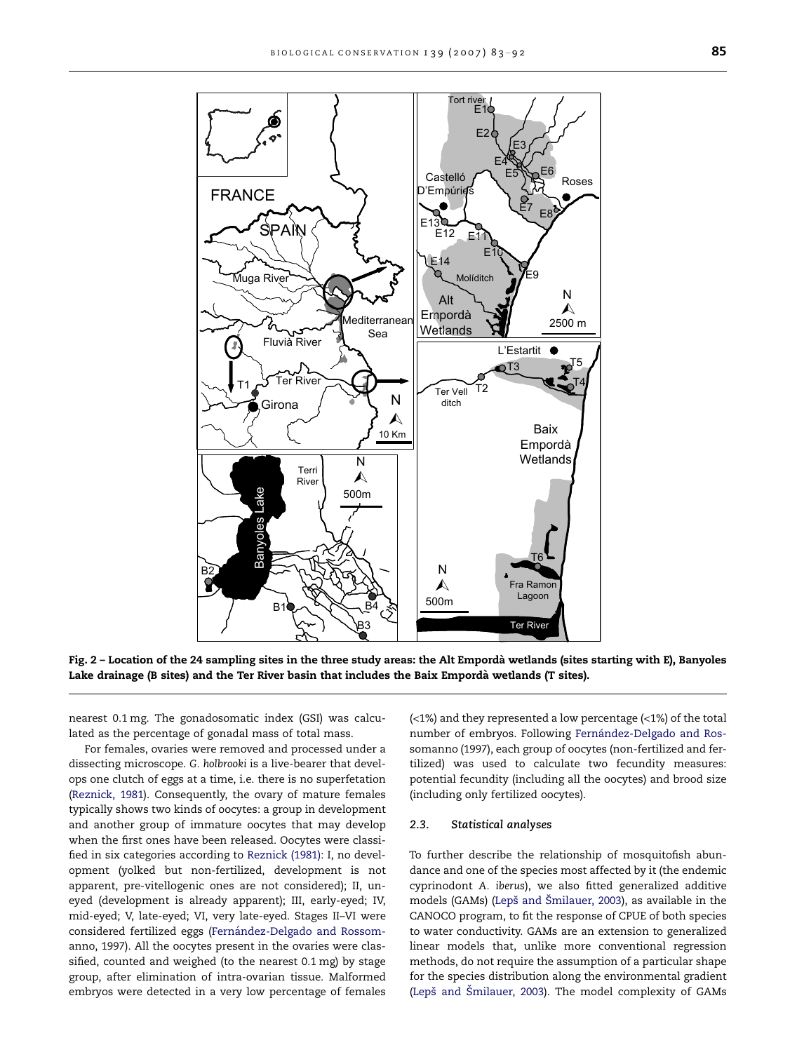Fig. 2 – Location of the 24 sampling sites in the three study areas: the Alt Empordà wetlands (sites starting with E), Banyoles Lake drainage (B sites) and the Ter River basin that includes the Baix Empordà wetlands (T sites).

nearest 0.1 mg. The gonadosomatic index (GSI) was calculated as the percentage of gonadal mass of total mass.

For females, ovaries were removed and processed under a dissecting microscope. *G. holbrooki* is a live-bearer that develops one clutch of eggs at a time, i.e. there is no superfetation (Reznick, 1981). Consequently, the ovary of mature females typically shows two kinds of oocytes: a group in development and another group of immature oocytes that may develop when the first ones have been released. Oocytes were classified in six categories according to Reznick (1981): I, no development (yolked but non-fertilized, development is not apparent, pre-vitellogenic ones are not considered); II, uneyed (development is already apparent); III, early-eyed; IV, mid-eyed; V, late-eyed; VI, very late-eyed. Stages II–VI were considered fertilized eggs (Fernández-Delgado and Rossomanno, 1997). All the oocytes present in the ovaries were classified, counted and weighed (to the nearest 0.1 mg) by stage group, after elimination of intra-ovarian tissue. Malformed embryos were detected in a very low percentage of females (<1%) and they represented a low percentage (<1%) of the total number of embryos. Following Fernández-Delgado and Rossomanno (1997), each group of oocytes (non-fertilized and fertilized) was used to calculate two fecundity measures: potential fecundity (including all the oocytes) and brood size (including only fertilized oocytes).

### 2.3. Statistical analyses

To further describe the relationship of mosquitofish abundance and one of the species most affected by it (the endemic cyprinodont *A. iberus*), we also fitted generalized additive models (GAMs) (Lepš and Šmilauer, 2003), as available in the CANOCO program, to fit the response of CPUE of both species to water conductivity. GAMs are an extension to generalized linear models that, unlike more conventional regression methods, do not require the assumption of a particular shape for the species distribution along the environmental gradient (Lepš and Šmilauer, 2003). The model complexity of GAMs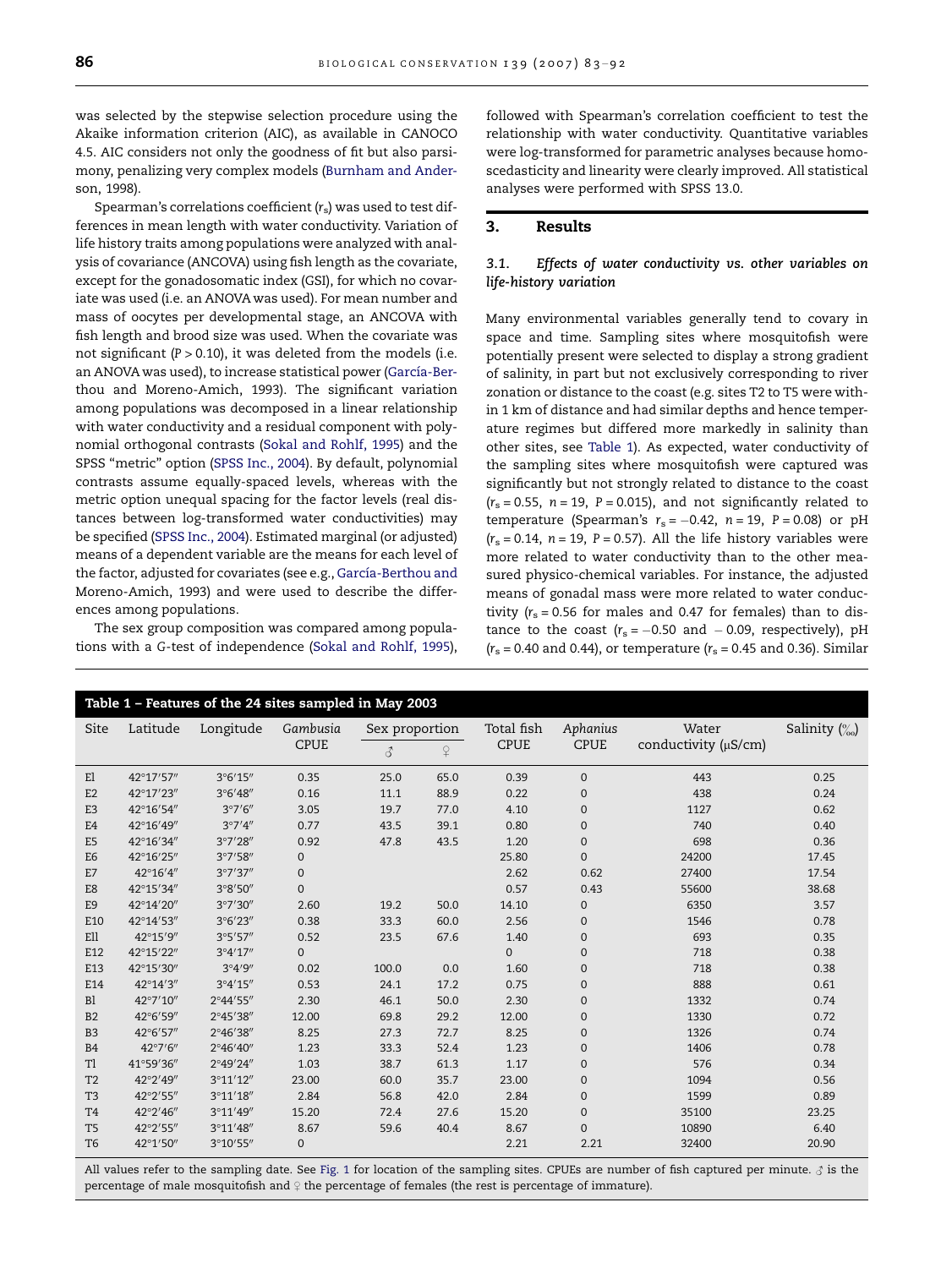was selected by the stepwise selection procedure using the Akaike information criterion (AIC), as available in CANOCO 4.5. AIC considers not only the goodness of fit but also parsimony, penalizing very complex models (Burnham and Anderson, 1998).

Spearman's correlations coefficient ($r_s$) was used to test differences in mean length with water conductivity. Variation of life history traits among populations were analyzed with analysis of covariance (ANCOVA) using fish length as the covariate, except for the gonadosomatic index (GSI), for which no covariate was used (i.e. an ANOVA was used). For mean number and mass of oocytes per developmental stage, an ANCOVA with fish length and brood size was used. When the covariate was not significant ($P > 0.10$), it was deleted from the models (i.e. an ANOVA was used), to increase statistical power (García-Berthou and Moreno-Amich, 1993). The significant variation among populations was decomposed in a linear relationship with water conductivity and a residual component with polynomial orthogonal contrasts (Sokal and Rohlf, 1995) and the SPSS "metric" option (SPSS Inc., 2004). By default, polynomial contrasts assume equally-spaced levels, whereas with the metric option unequal spacing for the factor levels (real distances between log-transformed water conductivities) may be specified (SPSS Inc., 2004). Estimated marginal (or adjusted) means of a dependent variable are the means for each level of the factor, adjusted for covariates (see e.g., García-Berthou and Moreno-Amich, 1993) and were used to describe the differences among populations.

The sex group composition was compared among populations with a G-test of independence (Sokal and Rohlf, 1995), followed with Spearman's correlation coefficient to test the relationship with water conductivity. Quantitative variables were log-transformed for parametric analyses because homoscedasticity and linearity were clearly improved. All statistical analyses were performed with SPSS 13.0.

## 3. Results

### 3.1. Effects of water conductivity vs. other variables on life-history variation

Many environmental variables generally tend to covary in space and time. Sampling sites where mosquitofish were potentially present were selected to display a strong gradient of salinity, in part but not exclusively corresponding to river zonation or distance to the coast (e.g. sites T2 to T5 were within 1 km of distance and had similar depths and hence temperature regimes but differed more markedly in salinity than other sites, see Table 1). As expected, water conductivity of the sampling sites where mosquitofish were captured was significantly but not strongly related to distance to the coast ($r_s = 0.55$, $n = 19$, $P = 0.015$), and not significantly related to temperature (Spearman's $r_s = -0.42$, $n = 19$, $P = 0.08$) or pH ($r_s = 0.14$, $n = 19$, $P = 0.57$). All the life history variables were more related to water conductivity than to the other measured physico-chemical variables. For instance, the adjusted means of gonadal mass were more related to water conductivity ($r_s = 0.56$ for males and 0.47 for females) than to distance to the coast ($r_s = -0.50$ and $-0.09$, respectively), pH ($r_s = 0.40$ and 0.44), or temperature ($r_s = 0.45$ and 0.36). Similar

**Table 1 – Features of the 24 sites sampled in May 2003**

| Site | Latitude | Longitude | *Gambusia* CPUE | Sex proportion | | Total fish CPUE | *Aphanius* CPUE | Water conductivity (μS/cm) | Salinity (‰) |
|---|---|---|---|---|---|---|---|---|---|
| | | | | ♂ | ♀ | | | | |
| E1 | 42°17′57″ | 3°6′15″ | 0.35 | 25.0 | 65.0 | 0.39 | 0 | 443 | 0.25 |
| E2 | 42°17′23″ | 3°6′48″ | 0.16 | 11.1 | 88.9 | 0.22 | 0 | 438 | 0.24 |
| E3 | 42°16′54″ | 3°7′6″ | 3.05 | 19.7 | 77.0 | 4.10 | 0 | 1127 | 0.62 |
| E4 | 42°16′49″ | 3°7′4″ | 0.77 | 43.5 | 39.1 | 0.80 | 0 | 740 | 0.40 |
| E5 | 42°16′34″ | 3°7′28″ | 0.92 | 47.8 | 43.5 | 1.20 | 0 | 698 | 0.36 |
| E6 | 42°16′25″ | 3°7′58″ | 0 | | | 25.80 | 0 | 24200 | 17.45 |
| E7 | 42°16′4″ | 3°7′37″ | 0 | | | 2.62 | 0.62 | 27400 | 17.54 |
| E8 | 42°15′34″ | 3°8′50″ | 0 | | | 0.57 | 0.43 | 55600 | 38.68 |
| E9 | 42°14′20″ | 3°7′30″ | 2.60 | 19.2 | 50.0 | 14.10 | 0 | 6350 | 3.57 |
| E10 | 42°14′53″ | 3°6′23″ | 0.38 | 33.3 | 60.0 | 2.56 | 0 | 1546 | 0.78 |
| E11 | 42°15′9″ | 3°5′57″ | 0.52 | 23.5 | 67.6 | 1.40 | 0 | 693 | 0.35 |
| E12 | 42°15′22″ | 3°4′17″ | 0 | | | 0 | 0 | 718 | 0.38 |
| E13 | 42°15′30″ | 3°4′9″ | 0.02 | 100.0 | 0.0 | 1.60 | 0 | 718 | 0.38 |
| E14 | 42°14′3″ | 3°4′15″ | 0.53 | 24.1 | 17.2 | 0.75 | 0 | 888 | 0.61 |
| B1 | 42°7′10″ | 2°44′55″ | 2.30 | 46.1 | 50.0 | 2.30 | 0 | 1332 | 0.74 |
| B2 | 42°6′59″ | 2°45′38″ | 12.00 | 69.8 | 29.2 | 12.00 | 0 | 1330 | 0.72 |
| B3 | 42°6′57″ | 2°46′38″ | 8.25 | 27.3 | 72.7 | 8.25 | 0 | 1326 | 0.74 |
| B4 | 42°7′6″ | 2°46′40″ | 1.23 | 33.3 | 52.4 | 1.23 | 0 | 1406 | 0.78 |
| T1 | 41°59′36″ | 2°49′24″ | 1.03 | 38.7 | 61.3 | 1.17 | 0 | 576 | 0.34 |
| T2 | 42°2′49″ | 3°11′12″ | 23.00 | 60.0 | 35.7 | 23.00 | 0 | 1094 | 0.56 |
| T3 | 42°2′55″ | 3°11′18″ | 2.84 | 56.8 | 42.0 | 2.84 | 0 | 1599 | 0.89 |
| T4 | 42°2′46″ | 3°11′49″ | 15.20 | 72.4 | 27.6 | 15.20 | 0 | 35100 | 23.25 |
| T5 | 42°2′55″ | 3°11′48″ | 8.67 | 59.6 | 40.4 | 8.67 | 0 | 10890 | 6.40 |
| T6 | 42°1′50″ | 3°10′55″ | 0 | | | 2.21 | 2.21 | 32400 | 20.90 |

All values refer to the sampling date. See Fig. 1 for location of the sampling sites. CPUEs are number of fish captured per minute. ♂ is the percentage of male mosquitofish and ♀ the percentage of females (the rest is percentage of immature).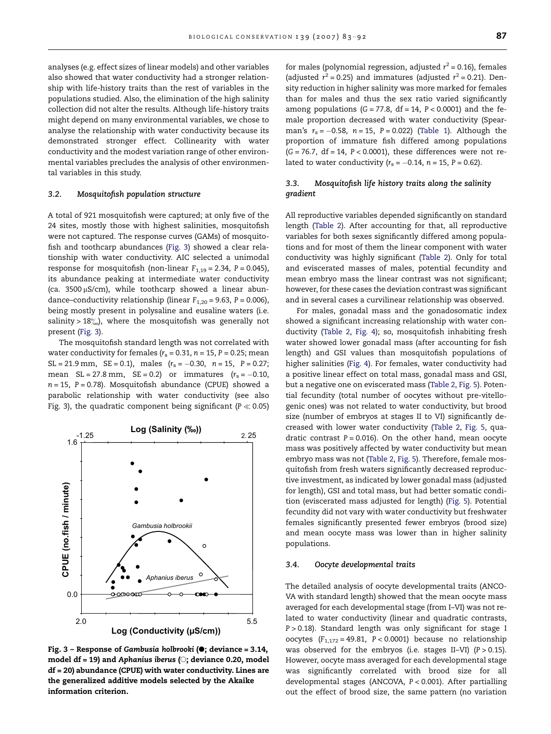analyses (e.g. effect sizes of linear models) and other variables also showed that water conductivity had a stronger relationship with life-history traits than the rest of variables in the populations studied. Also, the elimination of the high salinity collection did not alter the results. Although life-history traits might depend on many environmental variables, we chose to analyse the relationship with water conductivity because its demonstrated stronger effect. Collinearity with water conductivity and the modest variation range of other environmental variables precludes the analysis of other environmental variables in this study.

### 3.2. Mosquitofish population structure

A total of 921 mosquitofish were captured; at only five of the 24 sites, mostly those with highest salinities, mosquitofish were not captured. The response curves (GAMs) of mosquitofish and toothcarp abundances (Fig. 3) showed a clear relationship with water conductivity. AIC selected a unimodal response for mosquitofish (non-linear $F_{1,19} = 2.34$, $P = 0.045$), its abundance peaking at intermediate water conductivity (ca. 3500 μS/cm), while toothcarp showed a linear abundance–conductivity relationship (linear $F_{1,20} = 9.63$, $P = 0.006$), being mostly present in polysaline and eusaline waters (i.e. salinity > 18‰), where the mosquitofish was generally not present (Fig. 3).

The mosquitofish standard length was not correlated with water conductivity for females ($r_s = 0.31$, $n = 15$, $P = 0.25$; mean SL = 21.9 mm, SE = 0.1), males ($r_s = -0.30$, $n = 15$, $P = 0.27$; mean SL = 27.8 mm, SE = 0.2) or immatures ($r_s = -0.10$, $n = 15$, $P = 0.78$). Mosquitofish abundance (CPUE) showed a parabolic relationship with water conductivity (see also Fig. 3), the quadratic component being significant ($P \ll 0.05$) for males (polynomial regression, adjusted $r^2 = 0.16$), females (adjusted $r^2 = 0.25$) and immatures (adjusted $r^2 = 0.21$). Density reduction in higher salinity was more marked for females than for males and thus the sex ratio varied significantly among populations ($G = 77.8$, df = 14, $P < 0.0001$) and the female proportion decreased with water conductivity (Spearman's $r_s = -0.58$, $n = 15$, $P = 0.022$) (Table 1). Although the proportion of immature fish differed among populations ($G = 76.7$, df = 14, $P < 0.0001$), these differences were not related to water conductivity ($r_s = -0.14$, $n = 15$, $P = 0.62$).

Fig. 3 – Response of *Gambusia holbrooki* (●; deviance = 3.14, model df = 19) and *Aphanius iberus* (○; deviance 0.20, model df = 20) abundance (CPUE) with water conductivity. Lines are the generalized additive models selected by the Akaike information criterion.

### 3.3. Mosquitofish life history traits along the salinity gradient

All reproductive variables depended significantly on standard length (Table 2). After accounting for that, all reproductive variables for both sexes significantly differed among populations and for most of them the linear component with water conductivity was highly significant (Table 2). Only for total and eviscerated masses of males, potential fecundity and mean embryo mass the linear contrast was not significant; however, for these cases the deviation contrast was significant and in several cases a curvilinear relationship was observed.

For males, gonadal mass and the gonadosomatic index showed a significant increasing relationship with water conductivity (Table 2, Fig. 4); so, mosquitofish inhabiting fresh water showed lower gonadal mass (after accounting for fish length) and GSI values than mosquitofish populations of higher salinities (Fig. 4). For females, water conductivity had a positive linear effect on total mass, gonadal mass and GSI, but a negative one on eviscerated mass (Table 2, Fig. 5). Potential fecundity (total number of oocytes without pre-vitellogenic ones) was not related to water conductivity, but brood size (number of embryos at stages II to VI) significantly decreased with lower water conductivity (Table 2, Fig. 5, quadratic contrast $P = 0.016$). On the other hand, mean oocyte mass was positively affected by water conductivity but mean embryo mass was not (Table 2, Fig. 5). Therefore, female mosquitofish from fresh waters significantly decreased reproductive investment, as indicated by lower gonadal mass (adjusted for length), GSI and total mass, but had better somatic condition (eviscerated mass adjusted for length) (Fig. 5). Potential fecundity did not vary with water conductivity but freshwater females significantly presented fewer embryos (brood size) and mean oocyte mass was lower than in higher salinity populations.

### 3.4. Oocyte developmental traits

The detailed analysis of oocyte developmental traits (ANCOVA with standard length) showed that the mean oocyte mass averaged for each developmental stage (from I–VI) was not related to water conductivity (linear and quadratic contrasts, $P > 0.18$). Standard length was only significant for stage I oocytes ($F_{1,172} = 49.81$, $P < 0.0001$) because no relationship was observed for the embryos (i.e. stages II–VI) ($P > 0.15$). However, oocyte mass averaged for each developmental stage was significantly correlated with brood size for all developmental stages (ANCOVA, $P < 0.001$). After partialling out the effect of brood size, the same pattern (no variation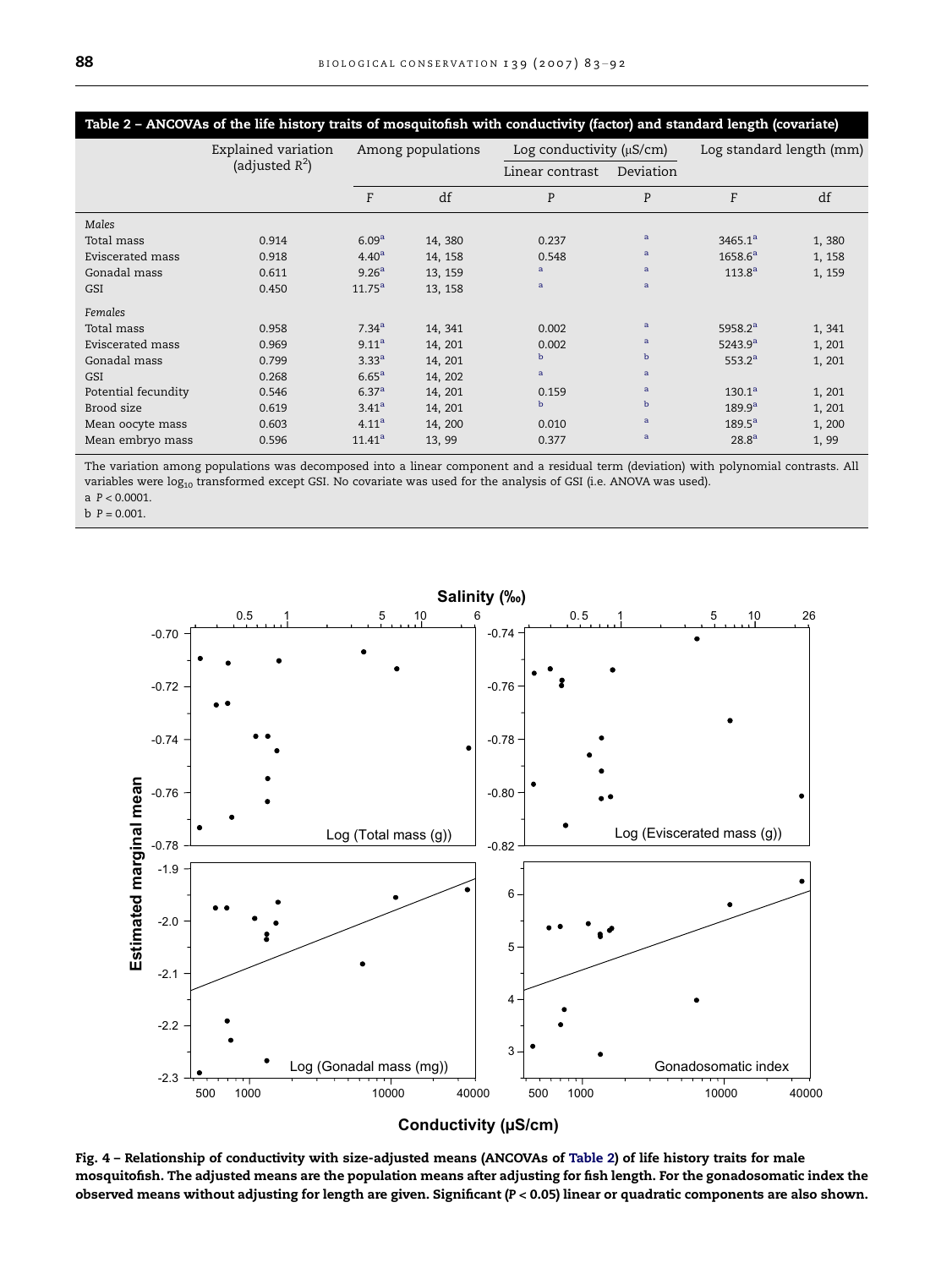**Table 2 – ANCOVAs of the life history traits of mosquitofish with conductivity (factor) and standard length (covariate)**

| | Explained variation (adjusted $R^2$) | Among populations | | Log conductivity (μS/cm) | | Log standard length (mm) | |
|---|---|---|---|---|---|---|---|
| | | | | Linear contrast | Deviation | | |
| | | F | df | P | P | F | df |
| *Males* | | | | | | | |
| Total mass | 0.914 | 6.09[a] | 14, 380 | 0.237 | [a] | 3465.1[a] | 1, 380 |
| Eviscerated mass | 0.918 | 4.40[a] | 14, 158 | 0.548 | [a] | 1658.6[a] | 1, 158 |
| Gonadal mass | 0.611 | 9.26[a] | 13, 159 | [a] | [a] | 113.8[a] | 1, 159 |
| GSI | 0.450 | 11.75[a] | 13, 158 | [a] | [a] | | |
| *Females* | | | | | | | |
| Total mass | 0.958 | 7.34[a] | 14, 341 | 0.002 | [a] | 5958.2[a] | 1, 341 |
| Eviscerated mass | 0.969 | 9.11[a] | 14, 201 | 0.002 | [a] | 5243.9[a] | 1, 201 |
| Gonadal mass | 0.799 | 3.33[a] | 14, 201 | [b] | [b] | 553.2[a] | 1, 201 |
| GSI | 0.268 | 6.65[a] | 14, 202 | [a] | [a] | | |
| Potential fecundity | 0.546 | 6.37[a] | 14, 201 | 0.159 | [a] | 130.1[a] | 1, 201 |
| Brood size | 0.619 | 3.41[a] | 14, 201 | [b] | [b] | 189.9[a] | 1, 201 |
| Mean oocyte mass | 0.603 | 4.11[a] | 14, 200 | 0.010 | [a] | 189.5[a] | 1, 200 |
| Mean embryo mass | 0.596 | 11.41[a] | 13, 99 | 0.377 | [a] | 28.8[a] | 1, 99 |

The variation among populations was decomposed into a linear component and a residual term (deviation) with polynomial contrasts. All variables were $\log_{10}$ transformed except GSI. No covariate was used for the analysis of GSI (i.e. ANOVA was used).

a $P < 0.0001$.

b $P = 0.001$.

**Fig. 4 – Relationship of conductivity with size-adjusted means (ANCOVAs of Table 2) of life history traits for male mosquitofish. The adjusted means are the population means after adjusting for fish length. For the gonadosomatic index the observed means without adjusting for length are given. Significant ($P < 0.05$) linear or quadratic components are also shown.**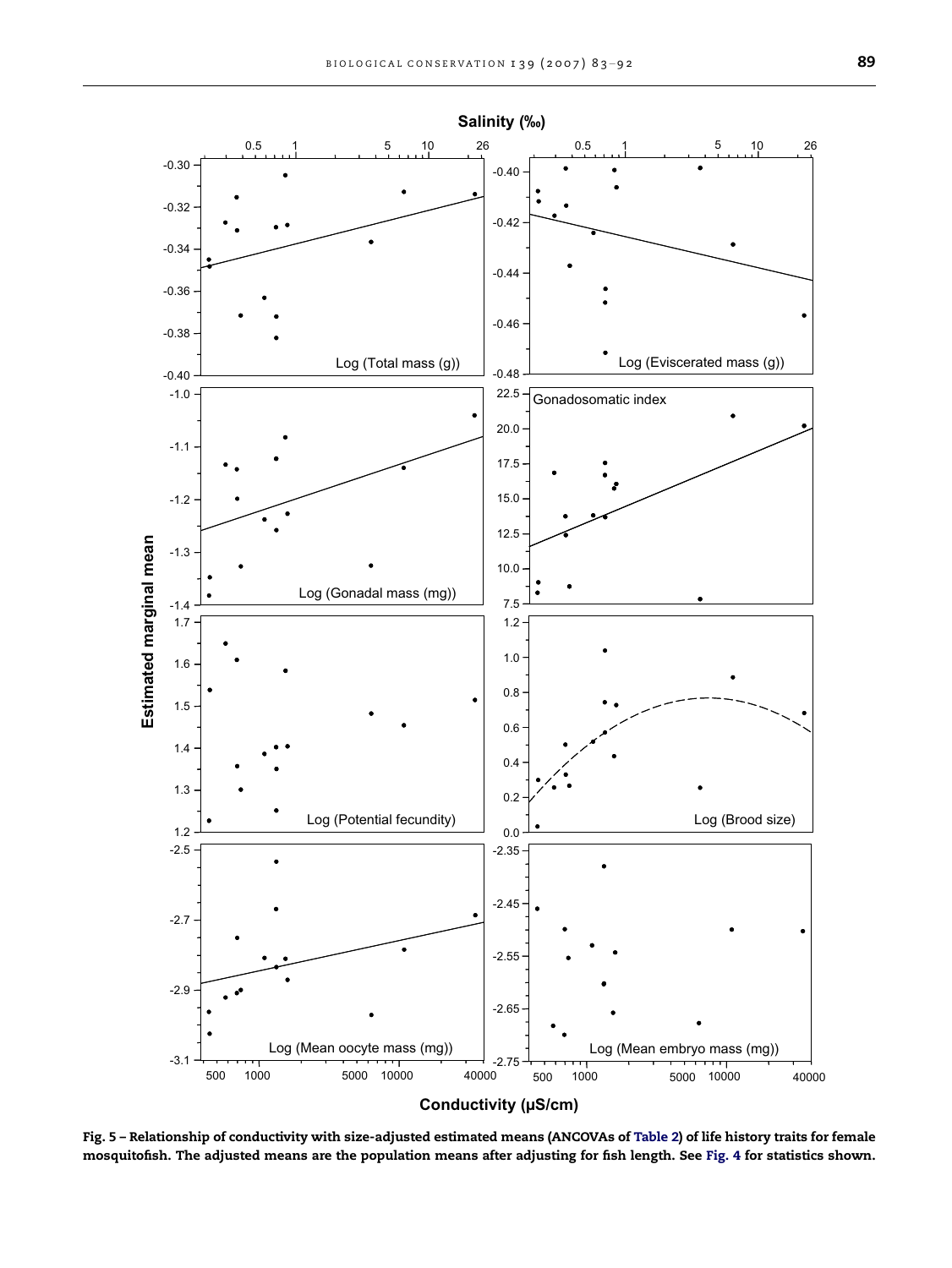Fig. 5 – Relationship of conductivity with size-adjusted estimated means (ANCOVAs of Table 2) of life history traits for female mosquitofish. The adjusted means are the population means after adjusting for fish length. See Fig. 4 for statistics shown.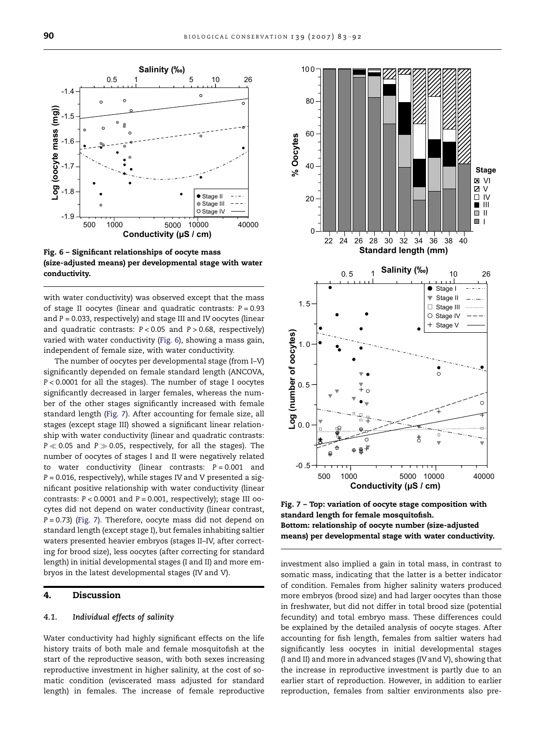Fig. 6 – Significant relationships of oocyte mass (size-adjusted means) per developmental stage with water conductivity.

with water conductivity) was observed except that the mass of stage II oocytes (linear and quadratic contrasts: $P = 0.93$ and $P = 0.033$, respectively) and stage III and IV oocytes (linear and quadratic contrasts: $P < 0.05$ and $P > 0.68$, respectively) varied with water conductivity (Fig. 6), showing a mass gain, independent of female size, with water conductivity.

The number of oocytes per developmental stage (from I–V) significantly depended on female standard length (ANCOVA, $P < 0.0001$ for all the stages). The number of stage I oocytes significantly decreased in larger females, whereas the number of the other stages significantly increased with female standard length (Fig. 7). After accounting for female size, all stages (except stage III) showed a significant linear relationship with water conductivity (linear and quadratic contrasts: $P \ll 0.05$ and $P \gg 0.05$, respectively, for all the stages). The number of oocytes of stages I and II were negatively related to water conductivity (linear contrasts: $P = 0.001$ and $P = 0.016$, respectively), while stages IV and V presented a significant positive relationship with water conductivity (linear contrasts: $P < 0.0001$ and $P = 0.001$, respectively); stage III oocytes did not depend on water conductivity (linear contrast, $P = 0.73$) (Fig. 7). Therefore, oocyte mass did not depend on standard length (except stage I), but females inhabiting saltier waters presented heavier embryos (stages II–IV, after correcting for brood size), less oocytes (after correcting for standard length) in initial developmental stages (I and II) and more embryos in the latest developmental stages (IV and V).

Fig. 7 – Top: variation of oocyte stage composition with standard length for female mosquitofish.
Bottom: relationship of oocyte number (size-adjusted means) per developmental stage with water conductivity.

## 4. Discussion

### 4.1. *Individual effects of salinity*

Water conductivity had highly significant effects on the life history traits of both male and female mosquitofish at the start of the reproductive season, with both sexes increasing reproductive investment in higher salinity, at the cost of somatic condition (eviscerated mass adjusted for standard length) in females. The increase of female reproductive investment also implied a gain in total mass, in contrast to somatic mass, indicating that the latter is a better indicator of condition. Females from higher salinity waters produced more embryos (brood size) and had larger oocytes than those in freshwater, but did not differ in total brood size (potential fecundity) and total embryo mass. These differences could be explained by the detailed analysis of oocyte stages. After accounting for fish length, females from saltier waters had significantly less oocytes in initial developmental stages (I and II) and more in advanced stages (IV and V), showing that the increase in reproductive investment is partly due to an earlier start of reproduction. However, in addition to earlier reproduction, females from saltier environments also pre-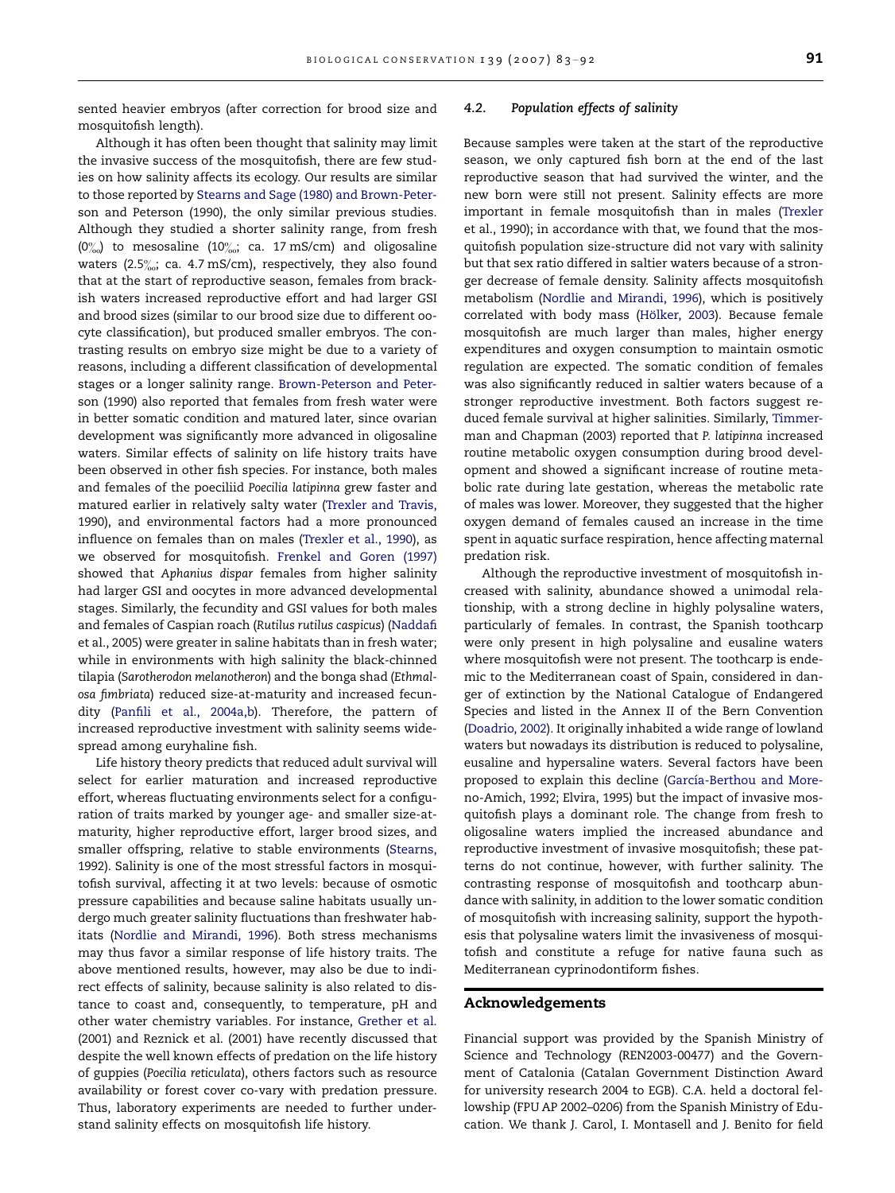sented heavier embryos (after correction for brood size and mosquitofish length).

Although it has often been thought that salinity may limit the invasive success of the mosquitofish, there are few studies on how salinity affects its ecology. Our results are similar to those reported by Stearns and Sage (1980) and Brown-Peterson and Peterson (1990), the only similar previous studies. Although they studied a shorter salinity range, from fresh (0‰) to mesosaline (10‰; ca. 17 mS/cm) and oligosaline waters (2.5‰; ca. 4.7 mS/cm), respectively, they also found that at the start of reproductive season, females from brackish waters increased reproductive effort and had larger GSI and brood sizes (similar to our brood size due to different oocyte classification), but produced smaller embryos. The contrasting results on embryo size might be due to a variety of reasons, including a different classification of developmental stages or a longer salinity range. Brown-Peterson and Peterson (1990) also reported that females from fresh water were in better somatic condition and matured later, since ovarian development was significantly more advanced in oligosaline waters. Similar effects of salinity on life history traits have been observed in other fish species. For instance, both males and females of the poeciliid *Poecilia latipinna* grew faster and matured earlier in relatively salty water (Trexler and Travis, 1990), and environmental factors had a more pronounced influence on females than on males (Trexler et al., 1990), as we observed for mosquitofish. Frenkel and Goren (1997) showed that *Aphanius dispar* females from higher salinity had larger GSI and oocytes in more advanced developmental stages. Similarly, the fecundity and GSI values for both males and females of Caspian roach (*Rutilus rutilus caspicus*) (Naddafi et al., 2005) were greater in saline habitats than in fresh water; while in environments with high salinity the black-chinned tilapia (*Sarotherodon melanotheron*) and the bonga shad (*Ethmalosa fimbriata*) reduced size-at-maturity and increased fecundity (Panfili et al., 2004a,b). Therefore, the pattern of increased reproductive investment with salinity seems widespread among euryhaline fish.

Life history theory predicts that reduced adult survival will select for earlier maturation and increased reproductive effort, whereas fluctuating environments select for a configuration of traits marked by younger age- and smaller size-at-maturity, higher reproductive effort, larger brood sizes, and smaller offspring, relative to stable environments (Stearns, 1992). Salinity is one of the most stressful factors in mosquitofish survival, affecting it at two levels: because of osmotic pressure capabilities and because saline habitats usually undergo much greater salinity fluctuations than freshwater habitats (Nordlie and Mirandi, 1996). Both stress mechanisms may thus favor a similar response of life history traits. The above mentioned results, however, may also be due to indirect effects of salinity, because salinity is also related to distance to coast and, consequently, to temperature, pH and other water chemistry variables. For instance, Grether et al. (2001) and Reznick et al. (2001) have recently discussed that despite the well known effects of predation on the life history of guppies (*Poecilia reticulata*), others factors such as resource availability or forest cover co-vary with predation pressure. Thus, laboratory experiments are needed to further understand salinity effects on mosquitofish life history.

### 4.2. Population effects of salinity

Because samples were taken at the start of the reproductive season, we only captured fish born at the end of the last reproductive season that had survived the winter, and the new born were still not present. Salinity effects are more important in female mosquitofish than in males (Trexler et al., 1990); in accordance with that, we found that the mosquitofish population size-structure did not vary with salinity but that sex ratio differed in saltier waters because of a stronger decrease of female density. Salinity affects mosquitofish metabolism (Nordlie and Mirandi, 1996), which is positively correlated with body mass (Hölker, 2003). Because female mosquitofish are much larger than males, higher energy expenditures and oxygen consumption to maintain osmotic regulation are expected. The somatic condition of females was also significantly reduced in saltier waters because of a stronger reproductive investment. Both factors suggest reduced female survival at higher salinities. Similarly, Timmerman and Chapman (2003) reported that *P. latipinna* increased routine metabolic oxygen consumption during brood development and showed a significant increase of routine metabolic rate during late gestation, whereas the metabolic rate of males was lower. Moreover, they suggested that the higher oxygen demand of females caused an increase in the time spent in aquatic surface respiration, hence affecting maternal predation risk.

Although the reproductive investment of mosquitofish increased with salinity, abundance showed a unimodal relationship, with a strong decline in highly polysaline waters, particularly of females. In contrast, the Spanish toothcarp were only present in high polysaline and eusaline waters where mosquitofish were not present. The toothcarp is endemic to the Mediterranean coast of Spain, considered in danger of extinction by the National Catalogue of Endangered Species and listed in the Annex II of the Bern Convention (Doadrio, 2002). It originally inhabited a wide range of lowland waters but nowadays its distribution is reduced to polysaline, eusaline and hypersaline waters. Several factors have been proposed to explain this decline (García-Berthou and Moreno-Amich, 1992; Elvira, 1995) but the impact of invasive mosquitofish plays a dominant role. The change from fresh to oligosaline waters implied the increased abundance and reproductive investment of invasive mosquitofish; these patterns do not continue, however, with further salinity. The contrasting response of mosquitofish and toothcarp abundance with salinity, in addition to the lower somatic condition of mosquitofish with increasing salinity, support the hypothesis that polysaline waters limit the invasiveness of mosquitofish and constitute a refuge for native fauna such as Mediterranean cyprinodontiform fishes.

## Acknowledgements

Financial support was provided by the Spanish Ministry of Science and Technology (REN2003-00477) and the Government of Catalonia (Catalan Government Distinction Award for university research 2004 to EGB). C.A. held a doctoral fellowship (FPU AP 2002–0206) from the Spanish Ministry of Education. We thank J. Carol, I. Montasell and J. Benito for field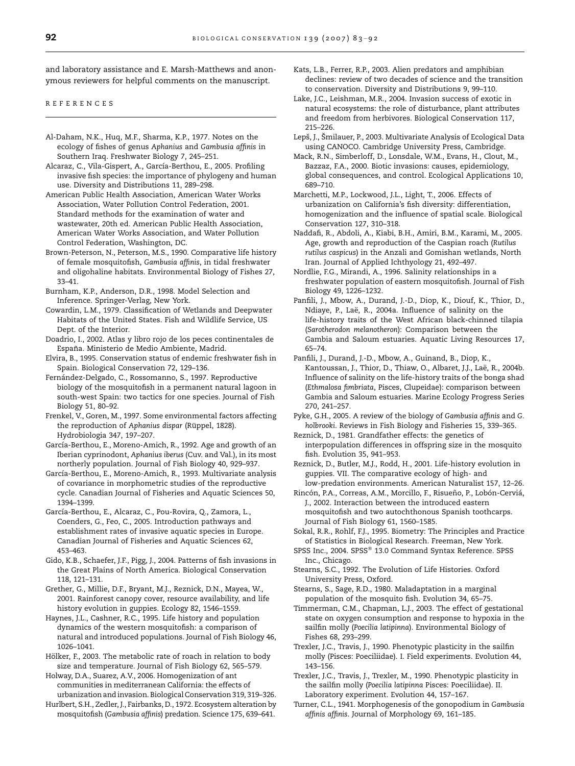and laboratory assistance and E. Marsh-Matthews and anonymous reviewers for helpful comments on the manuscript.

## REFERENCES

Al-Daham, N.K., Huq, M.F., Sharma, K.P., 1977. Notes on the ecology of fishes of genus *Aphanius* and *Gambusia affinis* in Southern Iraq. Freshwater Biology 7, 245–251.

Alcaraz, C., Vila-Gispert, A., García-Berthou, E., 2005. Profiling invasive fish species: the importance of phylogeny and human use. Diversity and Distributions 11, 289–298.

American Public Health Association, American Water Works Association, Water Pollution Control Federation, 2001. Standard methods for the examination of water and wastewater, 20th ed. American Public Health Association, American Water Works Association, and Water Pollution Control Federation, Washington, DC.

Brown-Peterson, N., Peterson, M.S., 1990. Comparative life history of female mosquitofish, *Gambusia affinis*, in tidal freshwater and oligohaline habitats. Environmental Biology of Fishes 27, 33–41.

Burnham, K.P., Anderson, D.R., 1998. Model Selection and Inference. Springer-Verlag, New York.

Cowardin, L.M., 1979. Classification of Wetlands and Deepwater Habitats of the United States. Fish and Wildlife Service, US Dept. of the Interior.

Doadrio, I., 2002. Atlas y libro rojo de los peces continentales de España. Ministerio de Medio Ambiente, Madrid.

Elvira, B., 1995. Conservation status of endemic freshwater fish in Spain. Biological Conservation 72, 129–136.

Fernández-Delgado, C., Rossomanno, S., 1997. Reproductive biology of the mosquitofish in a permanent natural lagoon in south-west Spain: two tactics for one species. Journal of Fish Biology 51, 80–92.

Frenkel, V., Goren, M., 1997. Some environmental factors affecting the reproduction of *Aphanius dispar* (Rüppel, 1828). Hydrobiologia 347, 197–207.

García-Berthou, E., Moreno-Amich, R., 1992. Age and growth of an Iberian cyprinodont, *Aphanius iberus* (Cuv. and Val.), in its most northerly population. Journal of Fish Biology 40, 929–937.

García-Berthou, E., Moreno-Amich, R., 1993. Multivariate analysis of covariance in morphometric studies of the reproductive cycle. Canadian Journal of Fisheries and Aquatic Sciences 50, 1394–1399.

García-Berthou, E., Alcaraz, C., Pou-Rovira, Q., Zamora, L., Coenders, G., Feo, C., 2005. Introduction pathways and establishment rates of invasive aquatic species in Europe. Canadian Journal of Fisheries and Aquatic Sciences 62, 453–463.

Gido, K.B., Schaefer, J.F., Pigg, J., 2004. Patterns of fish invasions in the Great Plains of North America. Biological Conservation 118, 121–131.

Grether, G., Millie, D.F., Bryant, M.J., Reznick, D.N., Mayea, W., 2001. Rainforest canopy cover, resource availability, and life history evolution in guppies. Ecology 82, 1546–1559.

Haynes, J.L., Cashner, R.C., 1995. Life history and population dynamics of the western mosquitofish: a comparison of natural and introduced populations. Journal of Fish Biology 46, 1026–1041.

Hölker, F., 2003. The metabolic rate of roach in relation to body size and temperature. Journal of Fish Biology 62, 565–579.

Holway, D.A., Suarez, A.V., 2006. Homogenization of ant communities in mediterranean California: the effects of urbanization and invasion. Biological Conservation 319, 319–326.

Hurlbert, S.H., Zedler, J., Fairbanks, D., 1972. Ecosystem alteration by mosquitofish (*Gambusia affinis*) predation. Science 175, 639–641.

Kats, L.B., Ferrer, R.P., 2003. Alien predators and amphibian declines: review of two decades of science and the transition to conservation. Diversity and Distributions 9, 99–110.

Lake, J.C., Leishman, M.R., 2004. Invasion success of exotic in natural ecosystems: the role of disturbance, plant attributes and freedom from herbivores. Biological Conservation 117, 215–226.

Lepš, J., Šmilauer, P., 2003. Multivariate Analysis of Ecological Data using CANOCO. Cambridge University Press, Cambridge.

Mack, R.N., Simberloff, D., Lonsdale, W.M., Evans, H., Clout, M., Bazzaz, F.A., 2000. Biotic invasions: causes, epidemiology, global consequences, and control. Ecological Applications 10, 689–710.

Marchetti, M.P., Lockwood, J.L., Light, T., 2006. Effects of urbanization on California's fish diversity: differentiation, homogenization and the influence of spatial scale. Biological Conservation 127, 310–318.

Naddafi, R., Abdoli, A., Kiabi, B.H., Amiri, B.M., Karami, M., 2005. Age, growth and reproduction of the Caspian roach (*Rutilus rutilus caspicus*) in the Anzali and Gomishan wetlands, North Iran. Journal of Applied Ichthyology 21, 492–497.

Nordlie, F.G., Mirandi, A., 1996. Salinity relationships in a freshwater population of eastern mosquitofish. Journal of Fish Biology 49, 1226–1232.

Panfili, J., Mbow, A., Durand, J.-D., Diop, K., Diouf, K., Thior, D., Ndiaye, P., Laë, R., 2004a. Influence of salinity on the life-history traits of the West African black-chinned tilapia (*Sarotherodon melanotheron*): Comparison between the Gambia and Saloum estuaries. Aquatic Living Resources 17, 65–74.

Panfili, J., Durand, J.-D., Mbow, A., Guinand, B., Diop, K., Kantoussan, J., Thior, D., Thiaw, O., Albaret, J.J., Laë, R., 2004b. Influence of salinity on the life-history traits of the bonga shad (*Ethmalosa fimbriata*, Pisces, Clupeidae): comparison between Gambia and Saloum estuaries. Marine Ecology Progress Series 270, 241–257.

Pyke, G.H., 2005. A review of the biology of *Gambusia affinis* and *G. holbrooki*. Reviews in Fish Biology and Fisheries 15, 339–365.

Reznick, D., 1981. Grandfather effects: the genetics of interpopulation differences in offspring size in the mosquito fish. Evolution 35, 941–953.

Reznick, D., Butler, M.J., Rodd, H., 2001. Life-history evolution in guppies. VII. The comparative ecology of high- and low-predation environments. American Naturalist 157, 12–26.

Rincón, P.A., Correas, A.M., Morcillo, F., Risueño, P., Lobón-Cerviá, J., 2002. Interaction between the introduced eastern mosquitofish and two autochthonous Spanish toothcarps. Journal of Fish Biology 61, 1560–1585.

Sokal, R.R., Rohlf, F.J., 1995. Biometry: The Principles and Practice of Statistics in Biological Research. Freeman, New York.

SPSS Inc., 2004. SPSS® 13.0 Command Syntax Reference. SPSS Inc., Chicago.

Stearns, S.C., 1992. The Evolution of Life Histories. Oxford University Press, Oxford.

Stearns, S., Sage, R.D., 1980. Maladaptation in a marginal population of the mosquito fish. Evolution 34, 65–75.

Timmerman, C.M., Chapman, L.J., 2003. The effect of gestational state on oxygen consumption and response to hypoxia in the sailfin molly (*Poecilia latipinna*). Environmental Biology of Fishes 68, 293–299.

Trexler, J.C., Travis, J., 1990. Phenotypic plasticity in the sailfin molly (Pisces: Poeciliidae). I. Field experiments. Evolution 44, 143–156.

Trexler, J.C., Travis, J., Trexler, M., 1990. Phenotypic plasticity in the sailfin molly (*Poecilia latipinna* Pisces: Poeciliidae). II. Laboratory experiment. Evolution 44, 157–167.

Turner, C.L., 1941. Morphogenesis of the gonopodium in *Gambusia affinis affinis*. Journal of Morphology 69, 161–185.